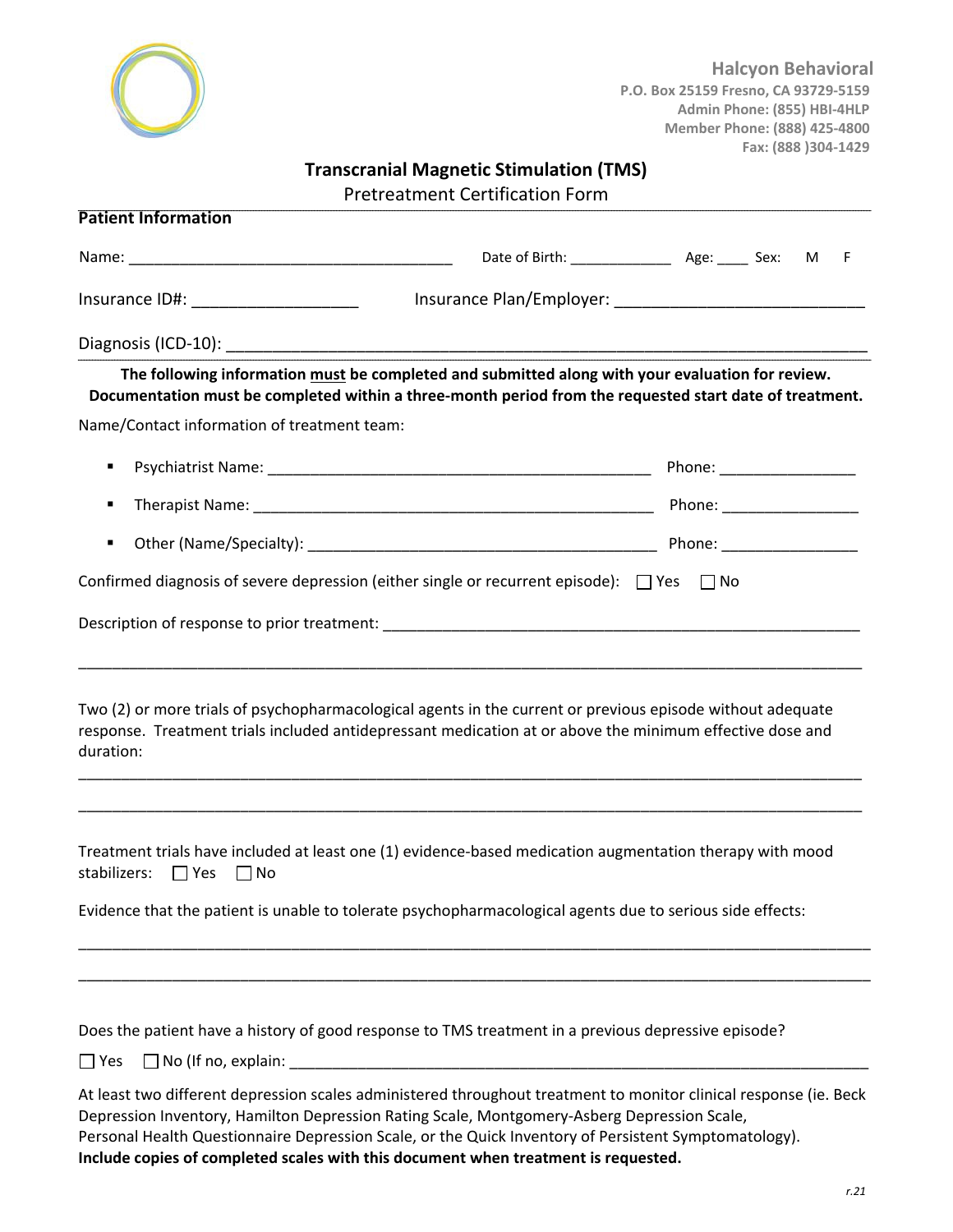**Halcyon Behavioral**
P.O. Box 25159 Fresno, CA 93729-5159
Admin Phone: (855) HBI-4HLP
Member Phone: (888) 425-4800
Fax: (888 )304-1429

# Transcranial Magnetic Stimulation (TMS)

## Pretreatment Certification Form

**Patient Information**

Name: ______________________________________ Date of Birth: _____________ Age: ____ Sex: M F

Insurance ID#: __________________ Insurance Plan/Employer: ___________________________

Diagnosis (ICD-10): _______________________________________________________________________

**The following information must be completed and submitted along with your evaluation for review. Documentation must be completed within a three-month period from the requested start date of treatment.**

Name/Contact information of treatment team:

- Psychiatrist Name: ______________________________________________ Phone: ________________
- Therapist Name: ________________________________________________ Phone: ________________
- Other (Name/Specialty): _________________________________________ Phone: ________________

Confirmed diagnosis of severe depression (either single or recurrent episode): ☐ Yes ☐ No

Description of response to prior treatment: _________________________________________________________

_____________________________________________________________________________________________

Two (2) or more trials of psychopharmacological agents in the current or previous episode without adequate response. Treatment trials included antidepressant medication at or above the minimum effective dose and duration:

_____________________________________________________________________________________________

_____________________________________________________________________________________________

Treatment trials have included at least one (1) evidence-based medication augmentation therapy with mood stabilizers: ☐ Yes ☐ No

Evidence that the patient is unable to tolerate psychopharmacological agents due to serious side effects:

_____________________________________________________________________________________________

_____________________________________________________________________________________________

Does the patient have a history of good response to TMS treatment in a previous depressive episode?

☐ Yes ☐ No (If no, explain: _____________________________________________________________________

At least two different depression scales administered throughout treatment to monitor clinical response (ie. Beck Depression Inventory, Hamilton Depression Rating Scale, Montgomery-Asberg Depression Scale, Personal Health Questionnaire Depression Scale, or the Quick Inventory of Persistent Symptomatology). **Include copies of completed scales with this document when treatment is requested.**

*r.21*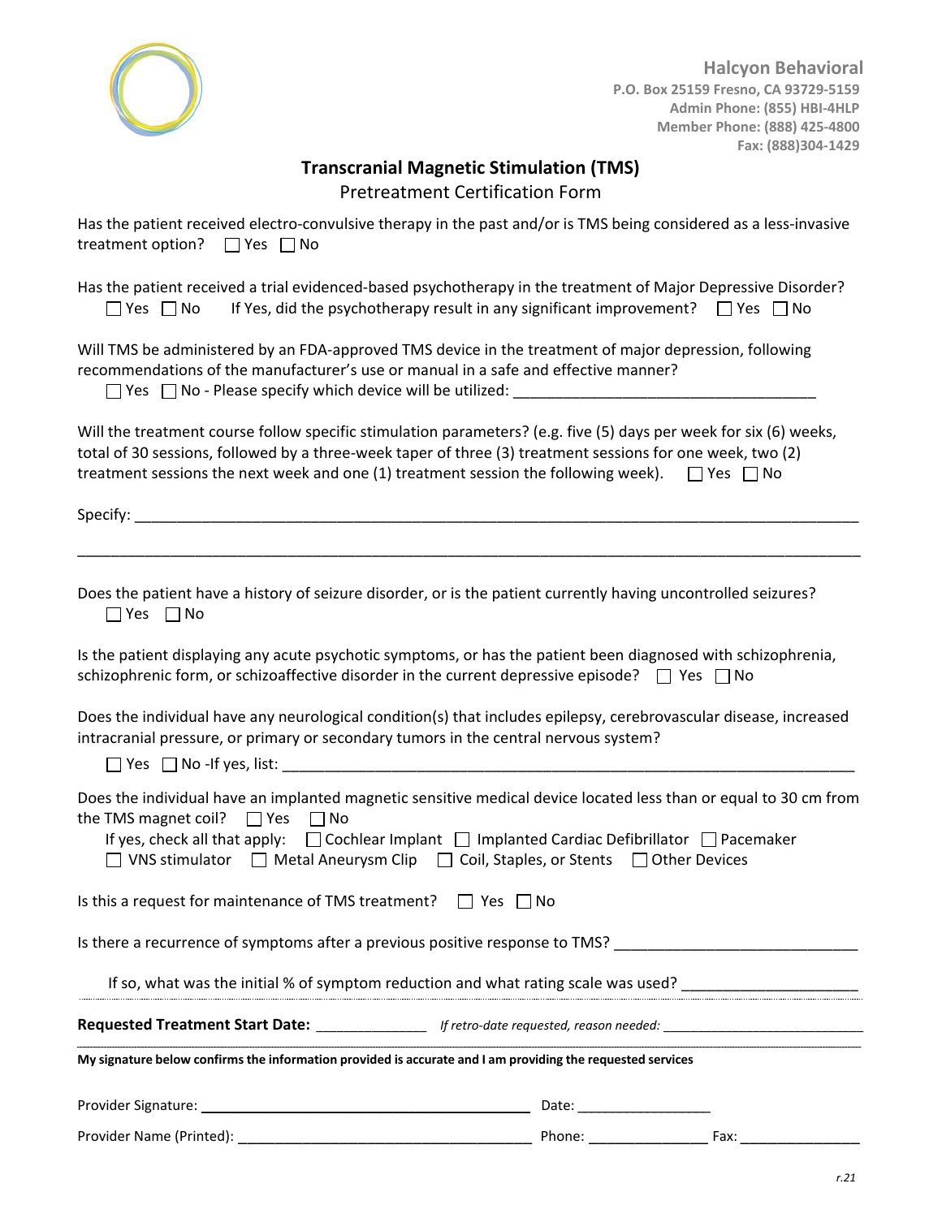**Halcyon Behavioral**
P.O. Box 25159 Fresno, CA 93729-5159
Admin Phone: (855) HBI-4HLP
Member Phone: (888) 425-4800
Fax: (888)304-1429

# Transcranial Magnetic Stimulation (TMS)

Pretreatment Certification Form

Has the patient received electro-convulsive therapy in the past and/or is TMS being considered as a less-invasive treatment option? ☐ Yes ☐ No

Has the patient received a trial evidenced-based psychotherapy in the treatment of Major Depressive Disorder?
☐ Yes ☐ No If Yes, did the psychotherapy result in any significant improvement? ☐ Yes ☐ No

Will TMS be administered by an FDA-approved TMS device in the treatment of major depression, following recommendations of the manufacturer's use or manual in a safe and effective manner?
☐ Yes ☐ No - Please specify which device will be utilized: ____________________________________

Will the treatment course follow specific stimulation parameters? (e.g. five (5) days per week for six (6) weeks, total of 30 sessions, followed by a three-week taper of three (3) treatment sessions for one week, two (2) treatment sessions the next week and one (1) treatment session the following week). ☐ Yes ☐ No

Specify: ____________________________________________________________________________________

____________________________________________________________________________________________

Does the patient have a history of seizure disorder, or is the patient currently having uncontrolled seizures?
☐ Yes ☐ No

Is the patient displaying any acute psychotic symptoms, or has the patient been diagnosed with schizophrenia, schizophrenic form, or schizoaffective disorder in the current depressive episode? ☐ Yes ☐ No

Does the individual have any neurological condition(s) that includes epilepsy, cerebrovascular disease, increased intracranial pressure, or primary or secondary tumors in the central nervous system?

☐ Yes ☐ No -If yes, list: ______________________________________________________________________

Does the individual have an implanted magnetic sensitive medical device located less than or equal to 30 cm from the TMS magnet coil? ☐ Yes ☐ No
If yes, check all that apply: ☐ Cochlear Implant ☐ Implanted Cardiac Defibrillator ☐ Pacemaker
☐ VNS stimulator ☐ Metal Aneurysm Clip ☐ Coil, Staples, or Stents ☐ Other Devices

Is this a request for maintenance of TMS treatment? ☐ Yes ☐ No

Is there a recurrence of symptoms after a previous positive response to TMS? ____________________________

If so, what was the initial % of symptom reduction and what rating scale was used? _____________________

**Requested Treatment Start Date:** ______________ *If retro-date requested, reason needed:* __________________________

**My signature below confirms the information provided is accurate and I am providing the requested services**

Provider Signature: ___________________________________________ Date: _________________

Provider Name (Printed): _____________________________________ Phone: _______________ Fax: _______________

r.21